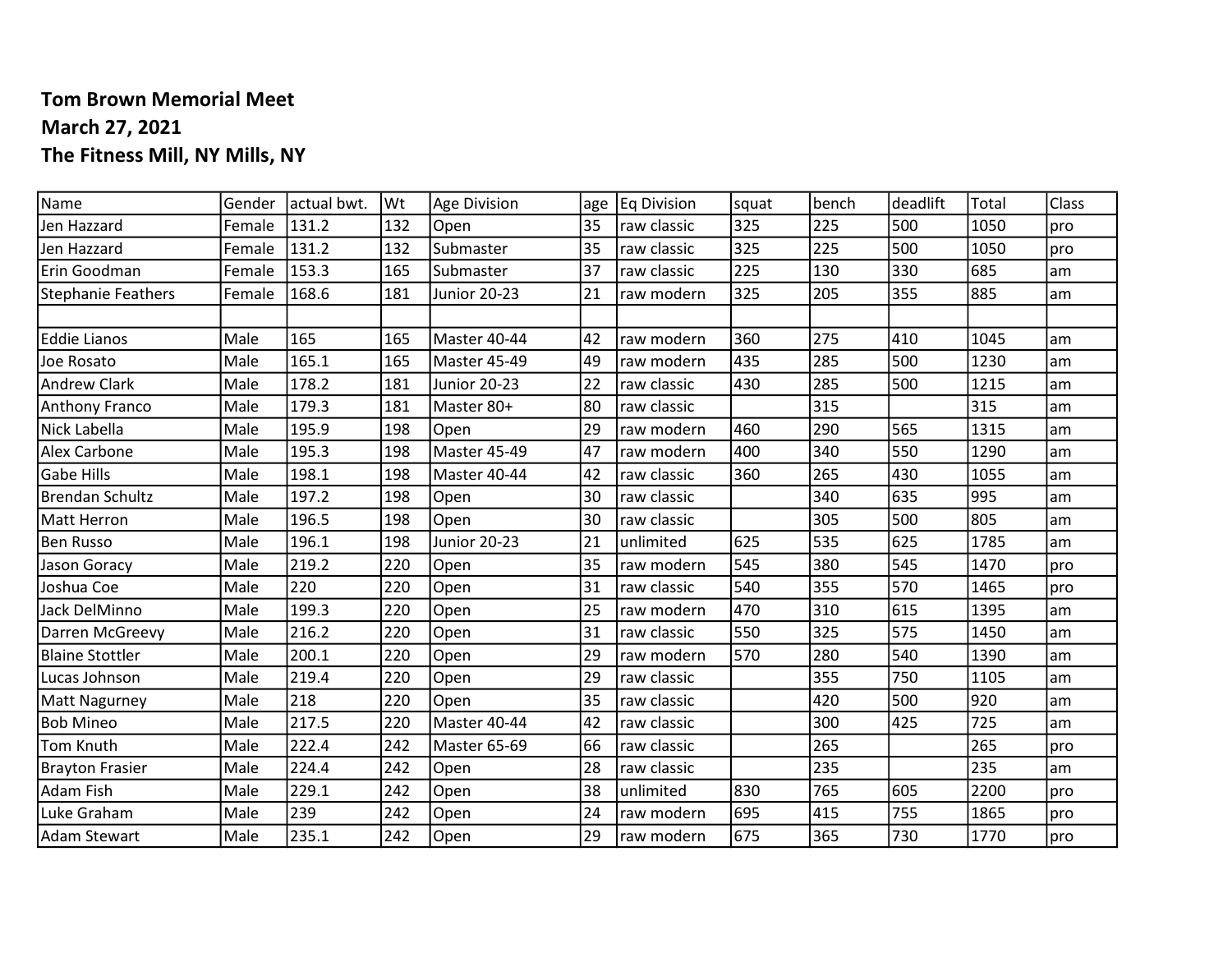**Tom Brown Memorial Meet**
**March 27, 2021**
**The Fitness Mill, NY Mills, NY**

| Name | Gender | actual bwt. | Wt | Age Division | age | Eq Division | squat | bench | deadlift | Total | Class |
|---|---|---|---|---|---|---|---|---|---|---|---|
| Jen Hazzard | Female | 131.2 | 132 | Open | 35 | raw classic | 325 | 225 | 500 | 1050 | pro |
| Jen Hazzard | Female | 131.2 | 132 | Submaster | 35 | raw classic | 325 | 225 | 500 | 1050 | pro |
| Erin Goodman | Female | 153.3 | 165 | Submaster | 37 | raw classic | 225 | 130 | 330 | 685 | am |
| Stephanie Feathers | Female | 168.6 | 181 | Junior 20-23 | 21 | raw modern | 325 | 205 | 355 | 885 | am |
| | | | | | | | | | | | |
| Eddie Lianos | Male | 165 | 165 | Master 40-44 | 42 | raw modern | 360 | 275 | 410 | 1045 | am |
| Joe Rosato | Male | 165.1 | 165 | Master 45-49 | 49 | raw modern | 435 | 285 | 500 | 1230 | am |
| Andrew Clark | Male | 178.2 | 181 | Junior 20-23 | 22 | raw classic | 430 | 285 | 500 | 1215 | am |
| Anthony Franco | Male | 179.3 | 181 | Master 80+ | 80 | raw classic | | 315 | | 315 | am |
| Nick Labella | Male | 195.9 | 198 | Open | 29 | raw modern | 460 | 290 | 565 | 1315 | am |
| Alex Carbone | Male | 195.3 | 198 | Master 45-49 | 47 | raw modern | 400 | 340 | 550 | 1290 | am |
| Gabe Hills | Male | 198.1 | 198 | Master 40-44 | 42 | raw classic | 360 | 265 | 430 | 1055 | am |
| Brendan Schultz | Male | 197.2 | 198 | Open | 30 | raw classic | | 340 | 635 | 995 | am |
| Matt Herron | Male | 196.5 | 198 | Open | 30 | raw classic | | 305 | 500 | 805 | am |
| Ben Russo | Male | 196.1 | 198 | Junior 20-23 | 21 | unlimited | 625 | 535 | 625 | 1785 | am |
| Jason Goracy | Male | 219.2 | 220 | Open | 35 | raw modern | 545 | 380 | 545 | 1470 | pro |
| Joshua Coe | Male | 220 | 220 | Open | 31 | raw classic | 540 | 355 | 570 | 1465 | pro |
| Jack DelMinno | Male | 199.3 | 220 | Open | 25 | raw modern | 470 | 310 | 615 | 1395 | am |
| Darren McGreevy | Male | 216.2 | 220 | Open | 31 | raw classic | 550 | 325 | 575 | 1450 | am |
| Blaine Stottler | Male | 200.1 | 220 | Open | 29 | raw modern | 570 | 280 | 540 | 1390 | am |
| Lucas Johnson | Male | 219.4 | 220 | Open | 29 | raw classic | | 355 | 750 | 1105 | am |
| Matt Nagurney | Male | 218 | 220 | Open | 35 | raw classic | | 420 | 500 | 920 | am |
| Bob Mineo | Male | 217.5 | 220 | Master 40-44 | 42 | raw classic | | 300 | 425 | 725 | am |
| Tom Knuth | Male | 222.4 | 242 | Master 65-69 | 66 | raw classic | | 265 | | 265 | pro |
| Brayton Frasier | Male | 224.4 | 242 | Open | 28 | raw classic | | 235 | | 235 | am |
| Adam Fish | Male | 229.1 | 242 | Open | 38 | unlimited | 830 | 765 | 605 | 2200 | pro |
| Luke Graham | Male | 239 | 242 | Open | 24 | raw modern | 695 | 415 | 755 | 1865 | pro |
| Adam Stewart | Male | 235.1 | 242 | Open | 29 | raw modern | 675 | 365 | 730 | 1770 | pro |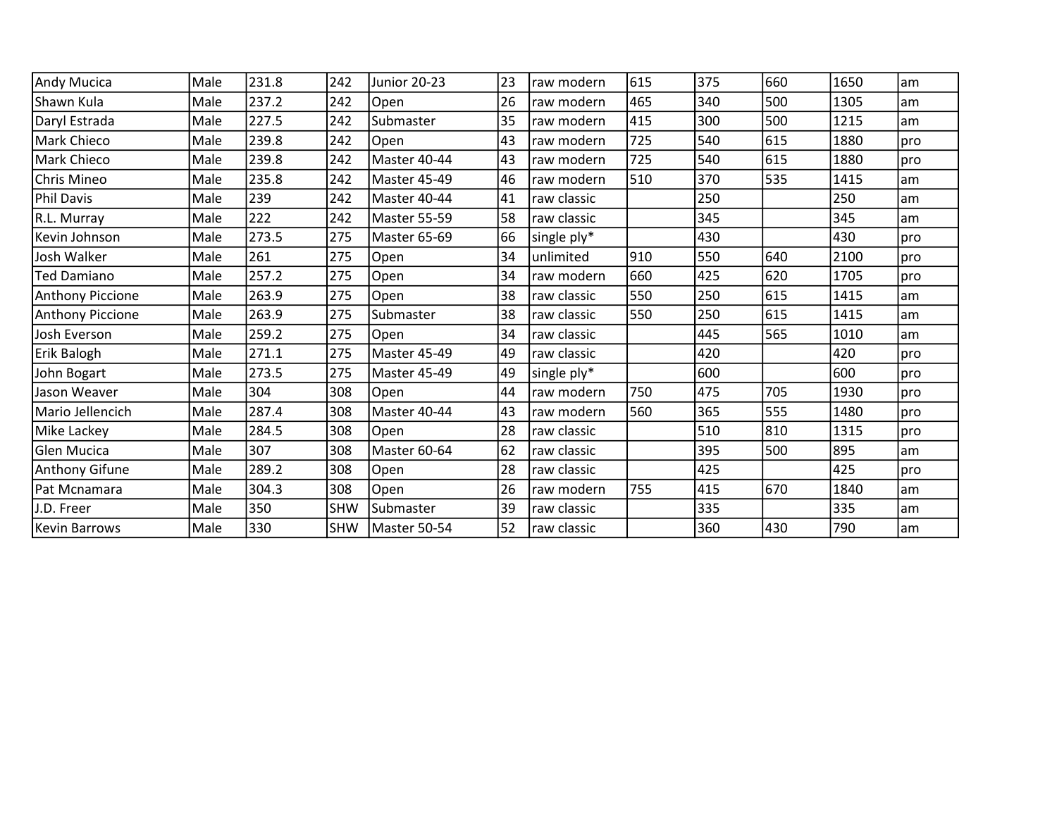| | | | | | | | | | | | |
|---|---|---|---|---|---|---|---|---|---|---|---|
| Andy Mucica | Male | 231.8 | 242 | Junior 20-23 | 23 | raw modern | 615 | 375 | 660 | 1650 | am |
| Shawn Kula | Male | 237.2 | 242 | Open | 26 | raw modern | 465 | 340 | 500 | 1305 | am |
| Daryl Estrada | Male | 227.5 | 242 | Submaster | 35 | raw modern | 415 | 300 | 500 | 1215 | am |
| Mark Chieco | Male | 239.8 | 242 | Open | 43 | raw modern | 725 | 540 | 615 | 1880 | pro |
| Mark Chieco | Male | 239.8 | 242 | Master 40-44 | 43 | raw modern | 725 | 540 | 615 | 1880 | pro |
| Chris Mineo | Male | 235.8 | 242 | Master 45-49 | 46 | raw modern | 510 | 370 | 535 | 1415 | am |
| Phil Davis | Male | 239 | 242 | Master 40-44 | 41 | raw classic | | 250 | | 250 | am |
| R.L. Murray | Male | 222 | 242 | Master 55-59 | 58 | raw classic | | 345 | | 345 | am |
| Kevin Johnson | Male | 273.5 | 275 | Master 65-69 | 66 | single ply* | | 430 | | 430 | pro |
| Josh Walker | Male | 261 | 275 | Open | 34 | unlimited | 910 | 550 | 640 | 2100 | pro |
| Ted Damiano | Male | 257.2 | 275 | Open | 34 | raw modern | 660 | 425 | 620 | 1705 | pro |
| Anthony Piccione | Male | 263.9 | 275 | Open | 38 | raw classic | 550 | 250 | 615 | 1415 | am |
| Anthony Piccione | Male | 263.9 | 275 | Submaster | 38 | raw classic | 550 | 250 | 615 | 1415 | am |
| Josh Everson | Male | 259.2 | 275 | Open | 34 | raw classic | | 445 | 565 | 1010 | am |
| Erik Balogh | Male | 271.1 | 275 | Master 45-49 | 49 | raw classic | | 420 | | 420 | pro |
| John Bogart | Male | 273.5 | 275 | Master 45-49 | 49 | single ply* | | 600 | | 600 | pro |
| Jason Weaver | Male | 304 | 308 | Open | 44 | raw modern | 750 | 475 | 705 | 1930 | pro |
| Mario Jellencich | Male | 287.4 | 308 | Master 40-44 | 43 | raw modern | 560 | 365 | 555 | 1480 | pro |
| Mike Lackey | Male | 284.5 | 308 | Open | 28 | raw classic | | 510 | 810 | 1315 | pro |
| Glen Mucica | Male | 307 | 308 | Master 60-64 | 62 | raw classic | | 395 | 500 | 895 | am |
| Anthony Gifune | Male | 289.2 | 308 | Open | 28 | raw classic | | 425 | | 425 | pro |
| Pat Mcnamara | Male | 304.3 | 308 | Open | 26 | raw modern | 755 | 415 | 670 | 1840 | am |
| J.D. Freer | Male | 350 | SHW | Submaster | 39 | raw classic | | 335 | | 335 | am |
| Kevin Barrows | Male | 330 | SHW | Master 50-54 | 52 | raw classic | | 360 | 430 | 790 | am |